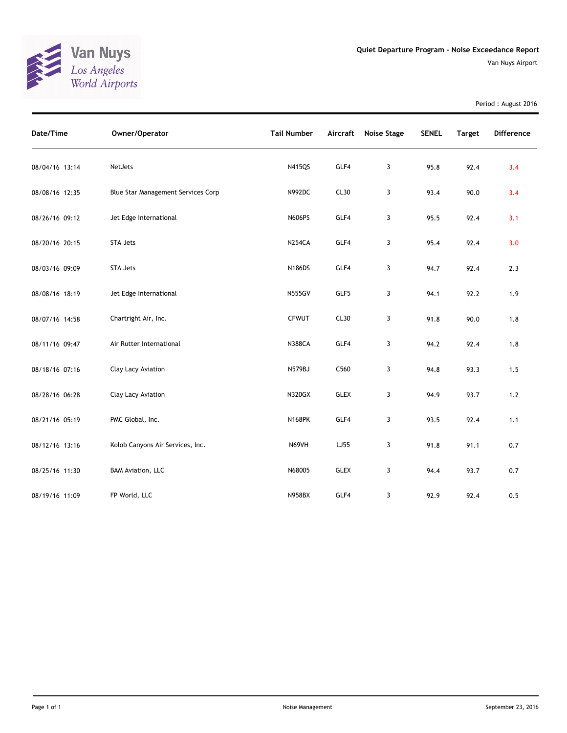Van Nuys
Los Angeles
World Airports

# Quiet Departure Program - Noise Exceedance Report

Van Nuys Airport

Period : August 2016

| Date/Time | Owner/Operator | Tail Number | Aircraft | Noise Stage | SENEL | Target | Difference |
|---|---|---|---|---|---|---|---|
| 08/04/16 13:14 | NetJets | N415QS | GLF4 | 3 | 95.8 | 92.4 | 3.4 |
| 08/08/16 12:35 | Blue Star Management Services Corp | N992DC | CL30 | 3 | 93.4 | 90.0 | 3.4 |
| 08/26/16 09:12 | Jet Edge International | N606PS | GLF4 | 3 | 95.5 | 92.4 | 3.1 |
| 08/20/16 20:15 | STA Jets | N254CA | GLF4 | 3 | 95.4 | 92.4 | 3.0 |
| 08/03/16 09:09 | STA Jets | N186DS | GLF4 | 3 | 94.7 | 92.4 | 2.3 |
| 08/08/16 18:19 | Jet Edge International | N555GV | GLF5 | 3 | 94.1 | 92.2 | 1.9 |
| 08/07/16 14:58 | Chartright Air, Inc. | CFWUT | CL30 | 3 | 91.8 | 90.0 | 1.8 |
| 08/11/16 09:47 | Air Rutter International | N388CA | GLF4 | 3 | 94.2 | 92.4 | 1.8 |
| 08/18/16 07:16 | Clay Lacy Aviation | N579BJ | C560 | 3 | 94.8 | 93.3 | 1.5 |
| 08/28/16 06:28 | Clay Lacy Aviation | N320GX | GLEX | 3 | 94.9 | 93.7 | 1.2 |
| 08/21/16 05:19 | PMC Global, Inc. | N168PK | GLF4 | 3 | 93.5 | 92.4 | 1.1 |
| 08/12/16 13:16 | Kolob Canyons Air Services, Inc. | N69VH | LJ55 | 3 | 91.8 | 91.1 | 0.7 |
| 08/25/16 11:30 | BAM Aviation, LLC | N68005 | GLEX | 3 | 94.4 | 93.7 | 0.7 |
| 08/19/16 11:09 | FP World, LLC | N958BX | GLF4 | 3 | 92.9 | 92.4 | 0.5 |

Noise Management

September 23, 2016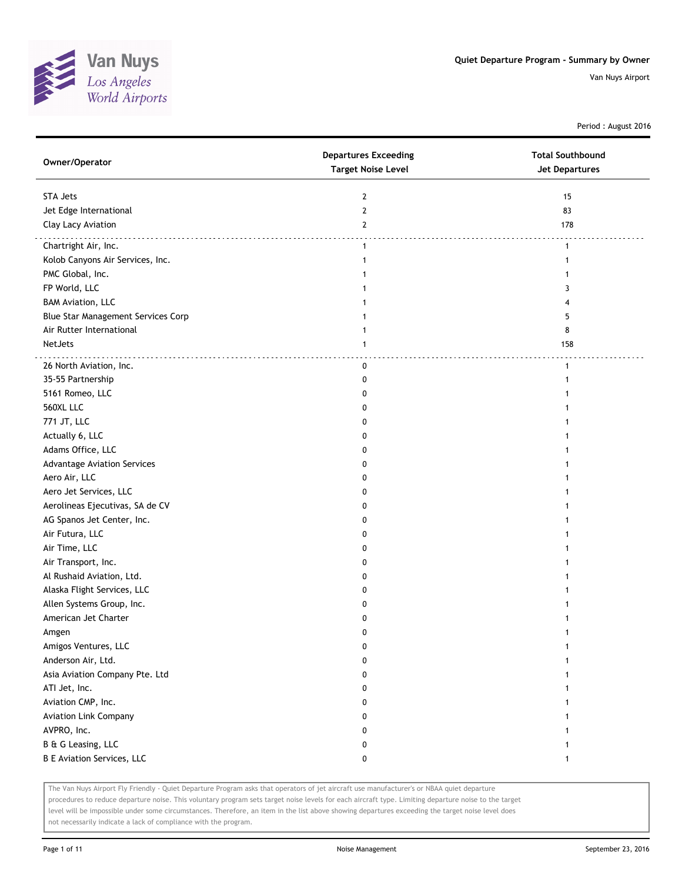# Quiet Departure Program - Summary by Owner

Van Nuys Airport

Period : August 2016

| Owner/Operator | Departures Exceeding Target Noise Level | Total Southbound Jet Departures |
|---|---|---|
| STA Jets | 2 | 15 |
| Jet Edge International | 2 | 83 |
| Clay Lacy Aviation | 2 | 178 |
| Chartright Air, Inc. | 1 | 1 |
| Kolob Canyons Air Services, Inc. | 1 | 1 |
| PMC Global, Inc. | 1 | 1 |
| FP World, LLC | 1 | 3 |
| BAM Aviation, LLC | 1 | 4 |
| Blue Star Management Services Corp | 1 | 5 |
| Air Rutter International | 1 | 8 |
| NetJets | 1 | 158 |
| 26 North Aviation, Inc. | 0 | 1 |
| 35-55 Partnership | 0 | 1 |
| 5161 Romeo, LLC | 0 | 1 |
| 560XL LLC | 0 | 1 |
| 771 JT, LLC | 0 | 1 |
| Actually 6, LLC | 0 | 1 |
| Adams Office, LLC | 0 | 1 |
| Advantage Aviation Services | 0 | 1 |
| Aero Air, LLC | 0 | 1 |
| Aero Jet Services, LLC | 0 | 1 |
| Aerolineas Ejecutivas, SA de CV | 0 | 1 |
| AG Spanos Jet Center, Inc. | 0 | 1 |
| Air Futura, LLC | 0 | 1 |
| Air Time, LLC | 0 | 1 |
| Air Transport, Inc. | 0 | 1 |
| Al Rushaid Aviation, Ltd. | 0 | 1 |
| Alaska Flight Services, LLC | 0 | 1 |
| Allen Systems Group, Inc. | 0 | 1 |
| American Jet Charter | 0 | 1 |
| Amgen | 0 | 1 |
| Amigos Ventures, LLC | 0 | 1 |
| Anderson Air, Ltd. | 0 | 1 |
| Asia Aviation Company Pte. Ltd | 0 | 1 |
| ATI Jet, Inc. | 0 | 1 |
| Aviation CMP, Inc. | 0 | 1 |
| Aviation Link Company | 0 | 1 |
| AVPRO, Inc. | 0 | 1 |
| B & G Leasing, LLC | 0 | 1 |
| B E Aviation Services, LLC | 0 | 1 |

The Van Nuys Airport Fly Friendly - Quiet Departure Program asks that operators of jet aircraft use manufacturer's or NBAA quiet departure procedures to reduce departure noise. This voluntary program sets target noise levels for each aircraft type. Limiting departure noise to the target level will be impossible under some circumstances. Therefore, an item in the list above showing departures exceeding the target noise level does not necessarily indicate a lack of compliance with the program.

Noise Management

September 23, 2016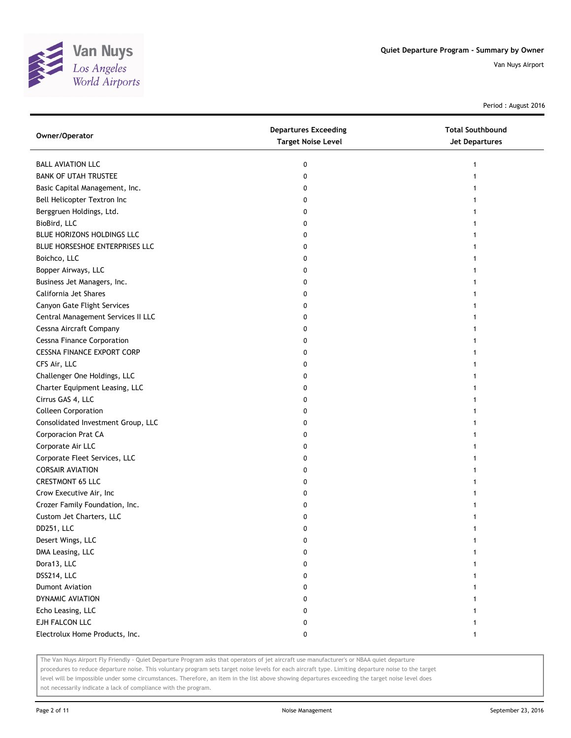# Quiet Departure Program - Summary by Owner

Van Nuys Airport

Period : August 2016

| Owner/Operator | Departures Exceeding Target Noise Level | Total Southbound Jet Departures |
|---|---|---|
| BALL AVIATION LLC | 0 | 1 |
| BANK OF UTAH TRUSTEE | 0 | 1 |
| Basic Capital Management, Inc. | 0 | 1 |
| Bell Helicopter Textron Inc | 0 | 1 |
| Berggruen Holdings, Ltd. | 0 | 1 |
| BioBird, LLC | 0 | 1 |
| BLUE HORIZONS HOLDINGS LLC | 0 | 1 |
| BLUE HORSESHOE ENTERPRISES LLC | 0 | 1 |
| Boichco, LLC | 0 | 1 |
| Bopper Airways, LLC | 0 | 1 |
| Business Jet Managers, Inc. | 0 | 1 |
| California Jet Shares | 0 | 1 |
| Canyon Gate Flight Services | 0 | 1 |
| Central Management Services II LLC | 0 | 1 |
| Cessna Aircraft Company | 0 | 1 |
| Cessna Finance Corporation | 0 | 1 |
| CESSNA FINANCE EXPORT CORP | 0 | 1 |
| CFS Air, LLC | 0 | 1 |
| Challenger One Holdings, LLC | 0 | 1 |
| Charter Equipment Leasing, LLC | 0 | 1 |
| Cirrus GAS 4, LLC | 0 | 1 |
| Colleen Corporation | 0 | 1 |
| Consolidated Investment Group, LLC | 0 | 1 |
| Corporacion Prat CA | 0 | 1 |
| Corporate Air LLC | 0 | 1 |
| Corporate Fleet Services, LLC | 0 | 1 |
| CORSAIR AVIATION | 0 | 1 |
| CRESTMONT 65 LLC | 0 | 1 |
| Crow Executive Air, Inc | 0 | 1 |
| Crozer Family Foundation, Inc. | 0 | 1 |
| Custom Jet Charters, LLC | 0 | 1 |
| DD251, LLC | 0 | 1 |
| Desert Wings, LLC | 0 | 1 |
| DMA Leasing, LLC | 0 | 1 |
| Dora13, LLC | 0 | 1 |
| DSS214, LLC | 0 | 1 |
| Dumont Aviation | 0 | 1 |
| DYNAMIC AVIATION | 0 | 1 |
| Echo Leasing, LLC | 0 | 1 |
| EJH FALCON LLC | 0 | 1 |
| Electrolux Home Products, Inc. | 0 | 1 |

The Van Nuys Airport Fly Friendly - Quiet Departure Program asks that operators of jet aircraft use manufacturer's or NBAA quiet departure procedures to reduce departure noise. This voluntary program sets target noise levels for each aircraft type. Limiting departure noise to the target level will be impossible under some circumstances. Therefore, an item in the list above showing departures exceeding the target noise level does not necessarily indicate a lack of compliance with the program.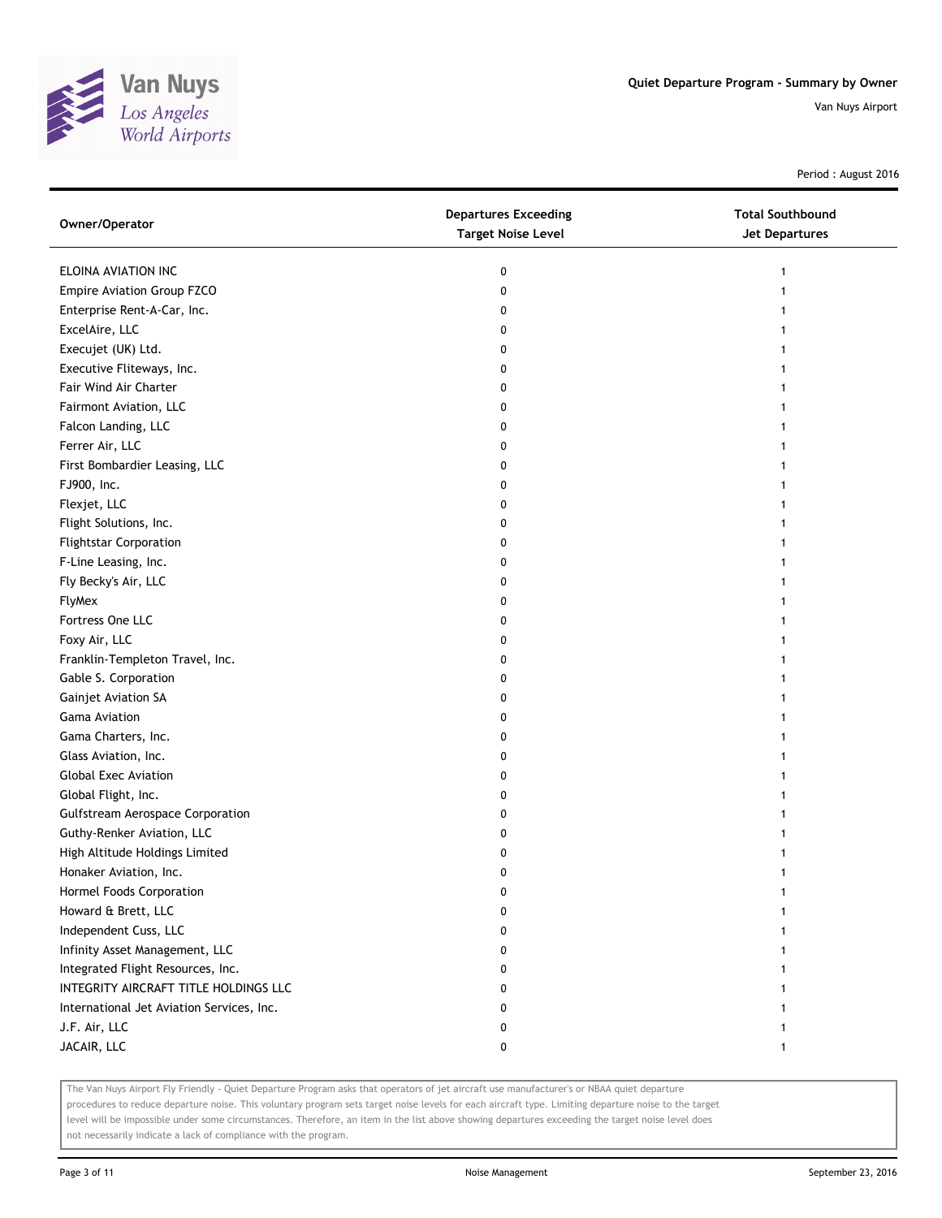# Quiet Departure Program - Summary by Owner

Van Nuys Airport

Period : August 2016

| Owner/Operator | Departures Exceeding Target Noise Level | Total Southbound Jet Departures |
|---|---|---|
| ELOINA AVIATION INC | 0 | 1 |
| Empire Aviation Group FZCO | 0 | 1 |
| Enterprise Rent-A-Car, Inc. | 0 | 1 |
| ExcelAire, LLC | 0 | 1 |
| Execujet (UK) Ltd. | 0 | 1 |
| Executive Fliteways, Inc. | 0 | 1 |
| Fair Wind Air Charter | 0 | 1 |
| Fairmont Aviation, LLC | 0 | 1 |
| Falcon Landing, LLC | 0 | 1 |
| Ferrer Air, LLC | 0 | 1 |
| First Bombardier Leasing, LLC | 0 | 1 |
| FJ900, Inc. | 0 | 1 |
| Flexjet, LLC | 0 | 1 |
| Flight Solutions, Inc. | 0 | 1 |
| Flightstar Corporation | 0 | 1 |
| F-Line Leasing, Inc. | 0 | 1 |
| Fly Becky's Air, LLC | 0 | 1 |
| FlyMex | 0 | 1 |
| Fortress One LLC | 0 | 1 |
| Foxy Air, LLC | 0 | 1 |
| Franklin-Templeton Travel, Inc. | 0 | 1 |
| Gable S. Corporation | 0 | 1 |
| Gainjet Aviation SA | 0 | 1 |
| Gama Aviation | 0 | 1 |
| Gama Charters, Inc. | 0 | 1 |
| Glass Aviation, Inc. | 0 | 1 |
| Global Exec Aviation | 0 | 1 |
| Global Flight, Inc. | 0 | 1 |
| Gulfstream Aerospace Corporation | 0 | 1 |
| Guthy-Renker Aviation, LLC | 0 | 1 |
| High Altitude Holdings Limited | 0 | 1 |
| Honaker Aviation, Inc. | 0 | 1 |
| Hormel Foods Corporation | 0 | 1 |
| Howard & Brett, LLC | 0 | 1 |
| Independent Cuss, LLC | 0 | 1 |
| Infinity Asset Management, LLC | 0 | 1 |
| Integrated Flight Resources, Inc. | 0 | 1 |
| INTEGRITY AIRCRAFT TITLE HOLDINGS LLC | 0 | 1 |
| International Jet Aviation Services, Inc. | 0 | 1 |
| J.F. Air, LLC | 0 | 1 |
| JACAIR, LLC | 0 | 1 |

The Van Nuys Airport Fly Friendly - Quiet Departure Program asks that operators of jet aircraft use manufacturer's or NBAA quiet departure procedures to reduce departure noise. This voluntary program sets target noise levels for each aircraft type. Limiting departure noise to the target level will be impossible under some circumstances. Therefore, an item in the list above showing departures exceeding the target noise level does not necessarily indicate a lack of compliance with the program.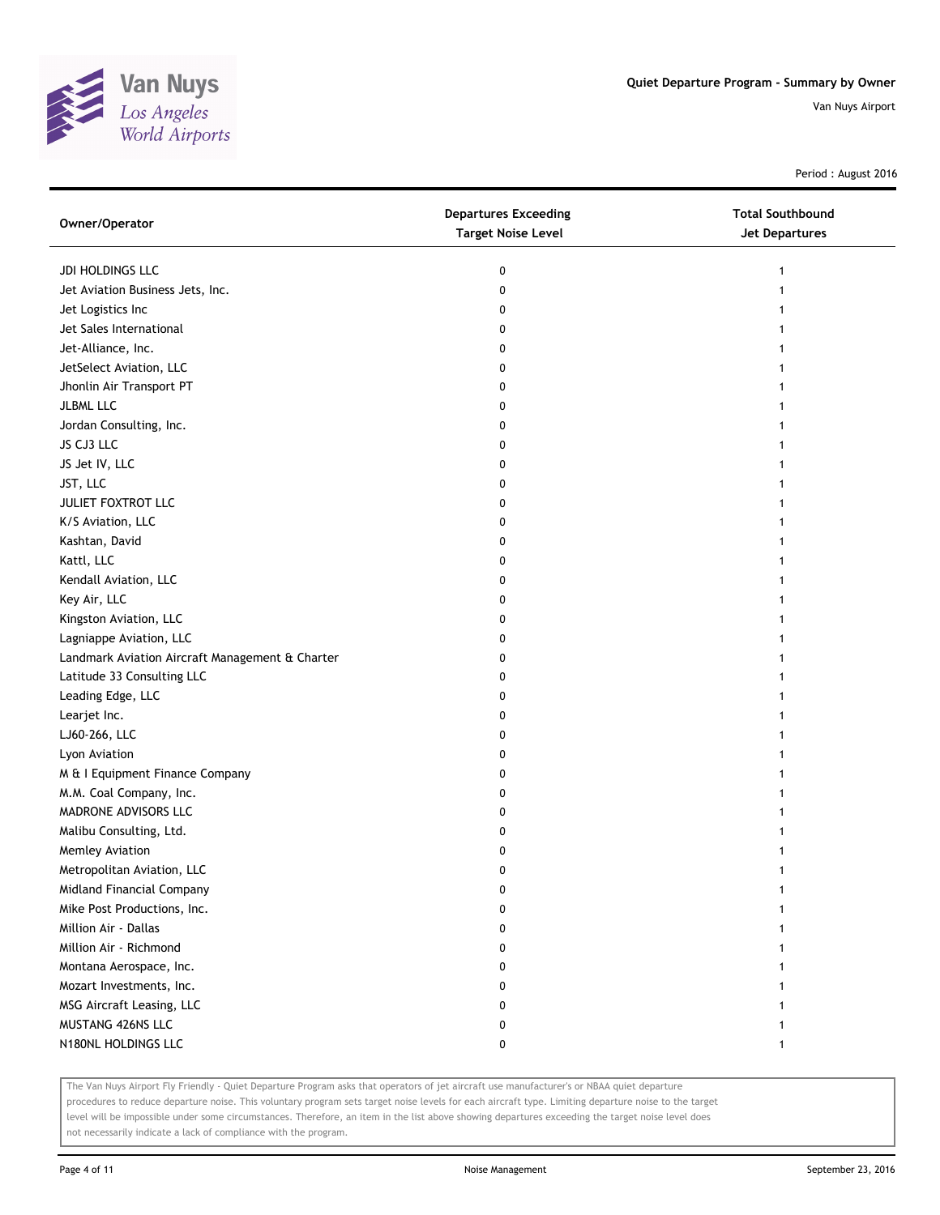# Quiet Departure Program - Summary by Owner

Van Nuys Airport

Period : August 2016

| Owner/Operator | Departures Exceeding Target Noise Level | Total Southbound Jet Departures |
|---|---|---|
| JDI HOLDINGS LLC | 0 | 1 |
| Jet Aviation Business Jets, Inc. | 0 | 1 |
| Jet Logistics Inc | 0 | 1 |
| Jet Sales International | 0 | 1 |
| Jet-Alliance, Inc. | 0 | 1 |
| JetSelect Aviation, LLC | 0 | 1 |
| Jhonlin Air Transport PT | 0 | 1 |
| JLBML LLC | 0 | 1 |
| Jordan Consulting, Inc. | 0 | 1 |
| JS CJ3 LLC | 0 | 1 |
| JS Jet IV, LLC | 0 | 1 |
| JST, LLC | 0 | 1 |
| JULIET FOXTROT LLC | 0 | 1 |
| K/S Aviation, LLC | 0 | 1 |
| Kashtan, David | 0 | 1 |
| Kattl, LLC | 0 | 1 |
| Kendall Aviation, LLC | 0 | 1 |
| Key Air, LLC | 0 | 1 |
| Kingston Aviation, LLC | 0 | 1 |
| Lagniappe Aviation, LLC | 0 | 1 |
| Landmark Aviation Aircraft Management & Charter | 0 | 1 |
| Latitude 33 Consulting LLC | 0 | 1 |
| Leading Edge, LLC | 0 | 1 |
| Learjet Inc. | 0 | 1 |
| LJ60-266, LLC | 0 | 1 |
| Lyon Aviation | 0 | 1 |
| M & I Equipment Finance Company | 0 | 1 |
| M.M. Coal Company, Inc. | 0 | 1 |
| MADRONE ADVISORS LLC | 0 | 1 |
| Malibu Consulting, Ltd. | 0 | 1 |
| Memley Aviation | 0 | 1 |
| Metropolitan Aviation, LLC | 0 | 1 |
| Midland Financial Company | 0 | 1 |
| Mike Post Productions, Inc. | 0 | 1 |
| Million Air - Dallas | 0 | 1 |
| Million Air - Richmond | 0 | 1 |
| Montana Aerospace, Inc. | 0 | 1 |
| Mozart Investments, Inc. | 0 | 1 |
| MSG Aircraft Leasing, LLC | 0 | 1 |
| MUSTANG 426NS LLC | 0 | 1 |
| N180NL HOLDINGS LLC | 0 | 1 |

The Van Nuys Airport Fly Friendly - Quiet Departure Program asks that operators of jet aircraft use manufacturer's or NBAA quiet departure procedures to reduce departure noise. This voluntary program sets target noise levels for each aircraft type. Limiting departure noise to the target level will be impossible under some circumstances. Therefore, an item in the list above showing departures exceeding the target noise level does not necessarily indicate a lack of compliance with the program.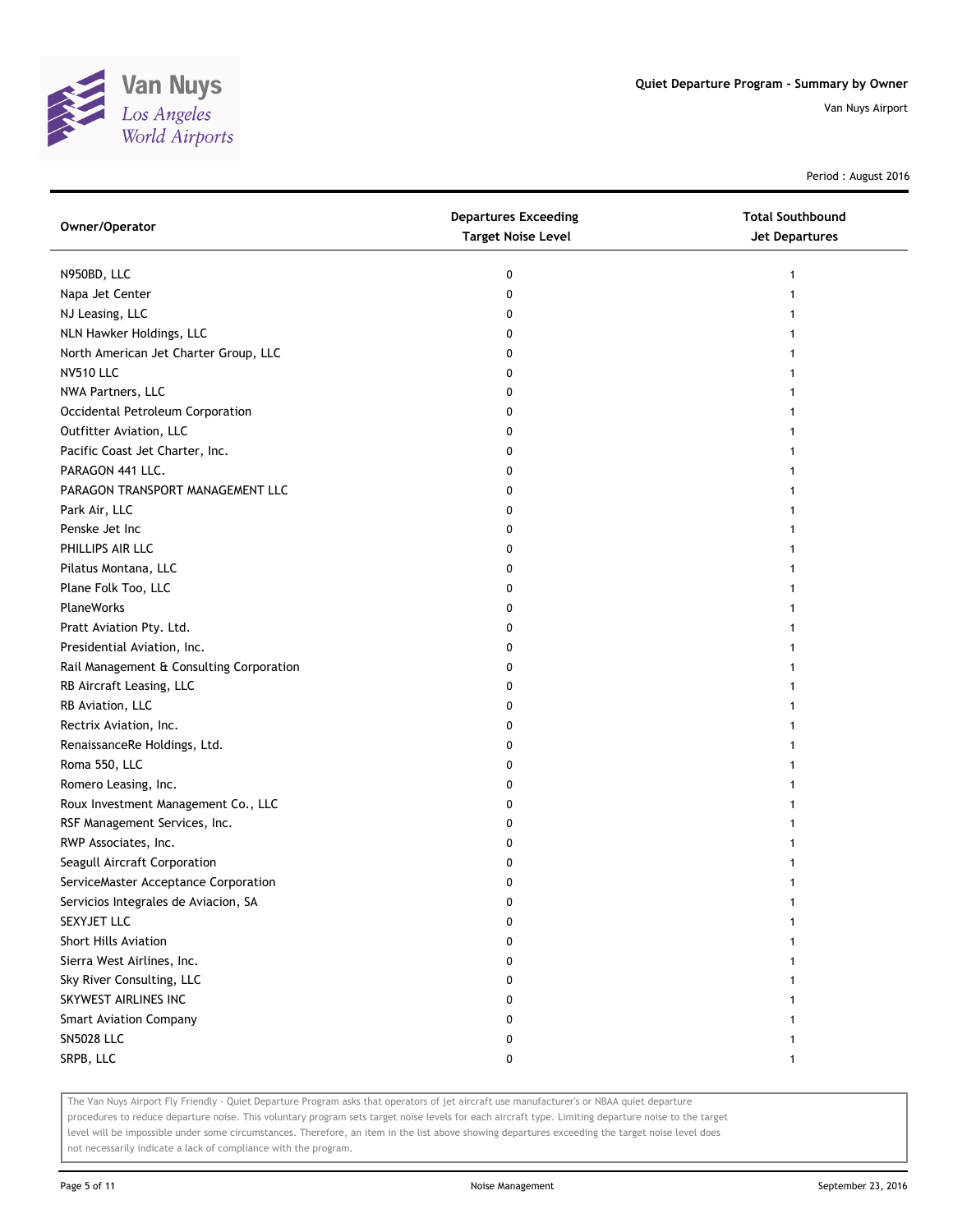# Quiet Departure Program - Summary by Owner

Van Nuys Airport

Period : August 2016

| Owner/Operator | Departures Exceeding Target Noise Level | Total Southbound Jet Departures |
|---|---|---|
| N950BD, LLC | 0 | 1 |
| Napa Jet Center | 0 | 1 |
| NJ Leasing, LLC | 0 | 1 |
| NLN Hawker Holdings, LLC | 0 | 1 |
| North American Jet Charter Group, LLC | 0 | 1 |
| NV510 LLC | 0 | 1 |
| NWA Partners, LLC | 0 | 1 |
| Occidental Petroleum Corporation | 0 | 1 |
| Outfitter Aviation, LLC | 0 | 1 |
| Pacific Coast Jet Charter, Inc. | 0 | 1 |
| PARAGON 441 LLC. | 0 | 1 |
| PARAGON TRANSPORT MANAGEMENT LLC | 0 | 1 |
| Park Air, LLC | 0 | 1 |
| Penske Jet Inc | 0 | 1 |
| PHILLIPS AIR LLC | 0 | 1 |
| Pilatus Montana, LLC | 0 | 1 |
| Plane Folk Too, LLC | 0 | 1 |
| PlaneWorks | 0 | 1 |
| Pratt Aviation Pty. Ltd. | 0 | 1 |
| Presidential Aviation, Inc. | 0 | 1 |
| Rail Management & Consulting Corporation | 0 | 1 |
| RB Aircraft Leasing, LLC | 0 | 1 |
| RB Aviation, LLC | 0 | 1 |
| Rectrix Aviation, Inc. | 0 | 1 |
| RenaissanceRe Holdings, Ltd. | 0 | 1 |
| Roma 550, LLC | 0 | 1 |
| Romero Leasing, Inc. | 0 | 1 |
| Roux Investment Management Co., LLC | 0 | 1 |
| RSF Management Services, Inc. | 0 | 1 |
| RWP Associates, Inc. | 0 | 1 |
| Seagull Aircraft Corporation | 0 | 1 |
| ServiceMaster Acceptance Corporation | 0 | 1 |
| Servicios Integrales de Aviacion, SA | 0 | 1 |
| SEXYJET LLC | 0 | 1 |
| Short Hills Aviation | 0 | 1 |
| Sierra West Airlines, Inc. | 0 | 1 |
| Sky River Consulting, LLC | 0 | 1 |
| SKYWEST AIRLINES INC | 0 | 1 |
| Smart Aviation Company | 0 | 1 |
| SN5028 LLC | 0 | 1 |
| SRPB, LLC | 0 | 1 |

The Van Nuys Airport Fly Friendly - Quiet Departure Program asks that operators of jet aircraft use manufacturer's or NBAA quiet departure procedures to reduce departure noise. This voluntary program sets target noise levels for each aircraft type. Limiting departure noise to the target level will be impossible under some circumstances. Therefore, an item in the list above showing departures exceeding the target noise level does not necessarily indicate a lack of compliance with the program.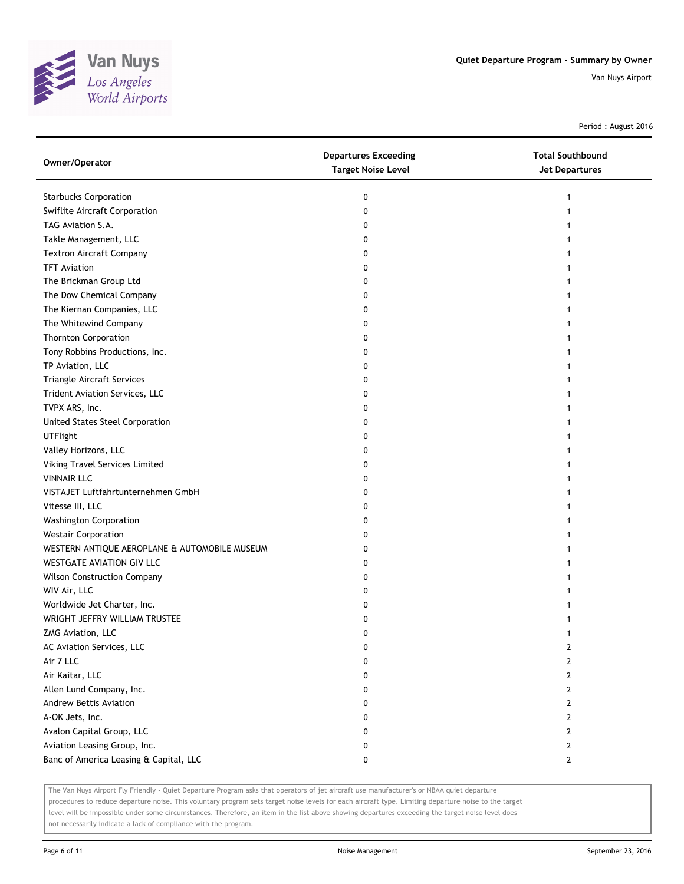# Quiet Departure Program - Summary by Owner

Van Nuys Airport

Period : August 2016

| Owner/Operator | Departures Exceeding Target Noise Level | Total Southbound Jet Departures |
|---|---|---|
| Starbucks Corporation | 0 | 1 |
| Swiflite Aircraft Corporation | 0 | 1 |
| TAG Aviation S.A. | 0 | 1 |
| Takle Management, LLC | 0 | 1 |
| Textron Aircraft Company | 0 | 1 |
| TFT Aviation | 0 | 1 |
| The Brickman Group Ltd | 0 | 1 |
| The Dow Chemical Company | 0 | 1 |
| The Kiernan Companies, LLC | 0 | 1 |
| The Whitewind Company | 0 | 1 |
| Thornton Corporation | 0 | 1 |
| Tony Robbins Productions, Inc. | 0 | 1 |
| TP Aviation, LLC | 0 | 1 |
| Triangle Aircraft Services | 0 | 1 |
| Trident Aviation Services, LLC | 0 | 1 |
| TVPX ARS, Inc. | 0 | 1 |
| United States Steel Corporation | 0 | 1 |
| UTFlight | 0 | 1 |
| Valley Horizons, LLC | 0 | 1 |
| Viking Travel Services Limited | 0 | 1 |
| VINNAIR LLC | 0 | 1 |
| VISTAJET Luftfahrtunternehmen GmbH | 0 | 1 |
| Vitesse III, LLC | 0 | 1 |
| Washington Corporation | 0 | 1 |
| Westair Corporation | 0 | 1 |
| WESTERN ANTIQUE AEROPLANE & AUTOMOBILE MUSEUM | 0 | 1 |
| WESTGATE AVIATION GIV LLC | 0 | 1 |
| Wilson Construction Company | 0 | 1 |
| WIV Air, LLC | 0 | 1 |
| Worldwide Jet Charter, Inc. | 0 | 1 |
| WRIGHT JEFFRY WILLIAM TRUSTEE | 0 | 1 |
| ZMG Aviation, LLC | 0 | 1 |
| AC Aviation Services, LLC | 0 | 2 |
| Air 7 LLC | 0 | 2 |
| Air Kaitar, LLC | 0 | 2 |
| Allen Lund Company, Inc. | 0 | 2 |
| Andrew Bettis Aviation | 0 | 2 |
| A-OK Jets, Inc. | 0 | 2 |
| Avalon Capital Group, LLC | 0 | 2 |
| Aviation Leasing Group, Inc. | 0 | 2 |
| Banc of America Leasing & Capital, LLC | 0 | 2 |

The Van Nuys Airport Fly Friendly - Quiet Departure Program asks that operators of jet aircraft use manufacturer's or NBAA quiet departure procedures to reduce departure noise. This voluntary program sets target noise levels for each aircraft type. Limiting departure noise to the target level will be impossible under some circumstances. Therefore, an item in the list above showing departures exceeding the target noise level does not necessarily indicate a lack of compliance with the program.

Noise Management

September 23, 2016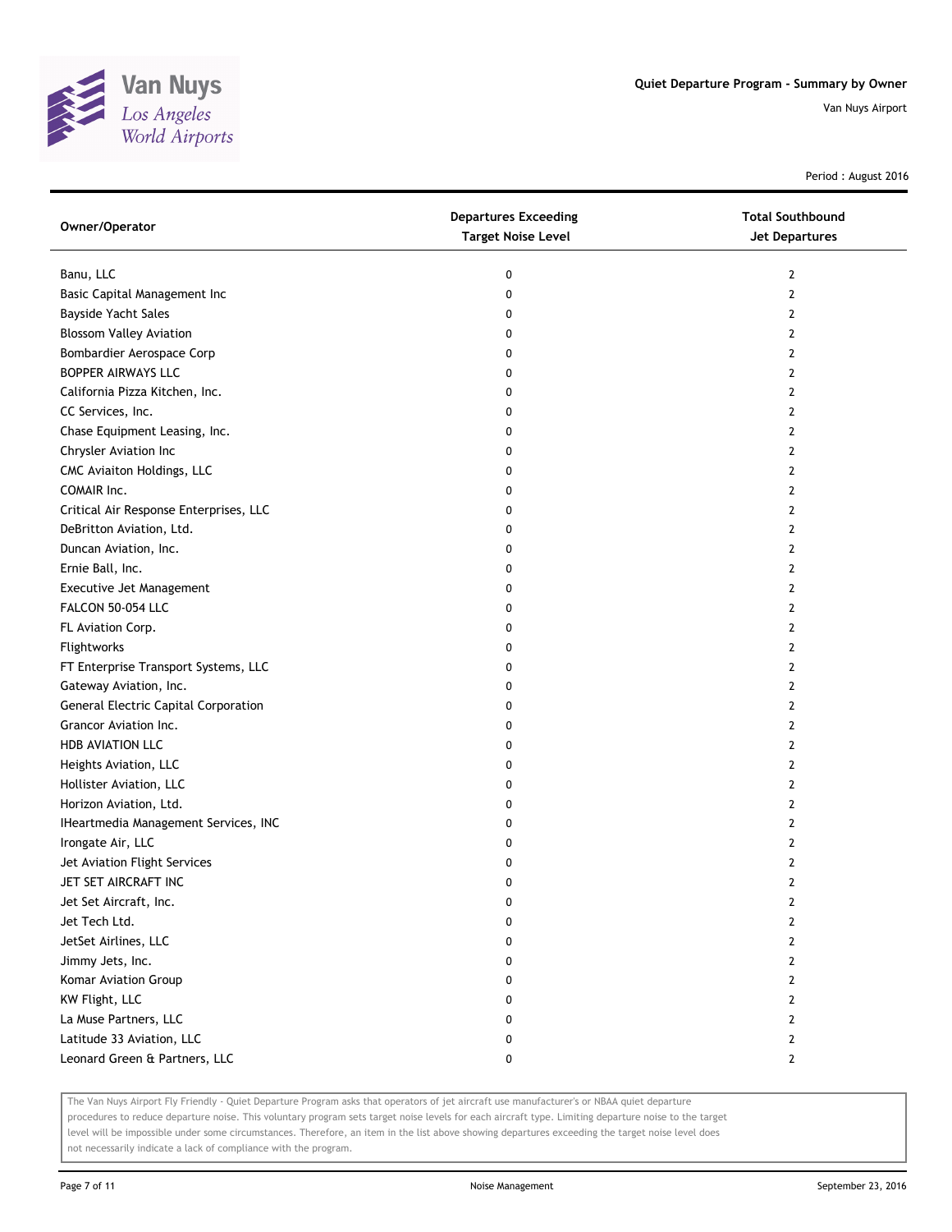# Quiet Departure Program - Summary by Owner

Van Nuys Airport

Period : August 2016

| Owner/Operator | Departures Exceeding Target Noise Level | Total Southbound Jet Departures |
|---|---|---|
| Banu, LLC | 0 | 2 |
| Basic Capital Management Inc | 0 | 2 |
| Bayside Yacht Sales | 0 | 2 |
| Blossom Valley Aviation | 0 | 2 |
| Bombardier Aerospace Corp | 0 | 2 |
| BOPPER AIRWAYS LLC | 0 | 2 |
| California Pizza Kitchen, Inc. | 0 | 2 |
| CC Services, Inc. | 0 | 2 |
| Chase Equipment Leasing, Inc. | 0 | 2 |
| Chrysler Aviation Inc | 0 | 2 |
| CMC Aviaiton Holdings, LLC | 0 | 2 |
| COMAIR Inc. | 0 | 2 |
| Critical Air Response Enterprises, LLC | 0 | 2 |
| DeBritton Aviation, Ltd. | 0 | 2 |
| Duncan Aviation, Inc. | 0 | 2 |
| Ernie Ball, Inc. | 0 | 2 |
| Executive Jet Management | 0 | 2 |
| FALCON 50-054 LLC | 0 | 2 |
| FL Aviation Corp. | 0 | 2 |
| Flightworks | 0 | 2 |
| FT Enterprise Transport Systems, LLC | 0 | 2 |
| Gateway Aviation, Inc. | 0 | 2 |
| General Electric Capital Corporation | 0 | 2 |
| Grancor Aviation Inc. | 0 | 2 |
| HDB AVIATION LLC | 0 | 2 |
| Heights Aviation, LLC | 0 | 2 |
| Hollister Aviation, LLC | 0 | 2 |
| Horizon Aviation, Ltd. | 0 | 2 |
| IHeartmedia Management Services, INC | 0 | 2 |
| Irongate Air, LLC | 0 | 2 |
| Jet Aviation Flight Services | 0 | 2 |
| JET SET AIRCRAFT INC | 0 | 2 |
| Jet Set Aircraft, Inc. | 0 | 2 |
| Jet Tech Ltd. | 0 | 2 |
| JetSet Airlines, LLC | 0 | 2 |
| Jimmy Jets, Inc. | 0 | 2 |
| Komar Aviation Group | 0 | 2 |
| KW Flight, LLC | 0 | 2 |
| La Muse Partners, LLC | 0 | 2 |
| Latitude 33 Aviation, LLC | 0 | 2 |
| Leonard Green & Partners, LLC | 0 | 2 |

The Van Nuys Airport Fly Friendly - Quiet Departure Program asks that operators of jet aircraft use manufacturer's or NBAA quiet departure procedures to reduce departure noise. This voluntary program sets target noise levels for each aircraft type. Limiting departure noise to the target level will be impossible under some circumstances. Therefore, an item in the list above showing departures exceeding the target noise level does not necessarily indicate a lack of compliance with the program.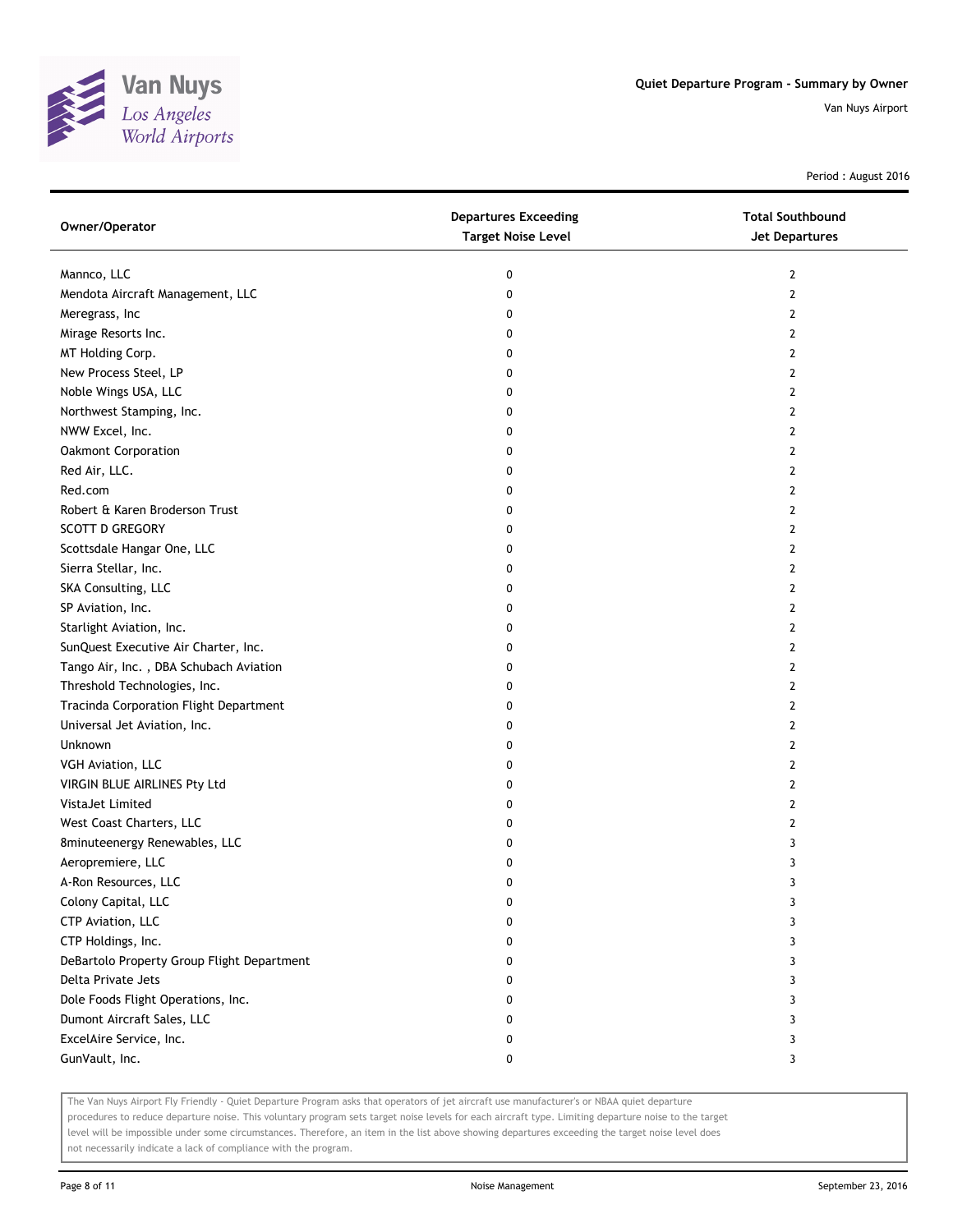Period : August 2016

| Owner/Operator | Departures Exceeding Target Noise Level | Total Southbound Jet Departures |
|---|---|---|
| Mannco, LLC | 0 | 2 |
| Mendota Aircraft Management, LLC | 0 | 2 |
| Meregrass, Inc | 0 | 2 |
| Mirage Resorts Inc. | 0 | 2 |
| MT Holding Corp. | 0 | 2 |
| New Process Steel, LP | 0 | 2 |
| Noble Wings USA, LLC | 0 | 2 |
| Northwest Stamping, Inc. | 0 | 2 |
| NWW Excel, Inc. | 0 | 2 |
| Oakmont Corporation | 0 | 2 |
| Red Air, LLC. | 0 | 2 |
| Red.com | 0 | 2 |
| Robert & Karen Broderson Trust | 0 | 2 |
| SCOTT D GREGORY | 0 | 2 |
| Scottsdale Hangar One, LLC | 0 | 2 |
| Sierra Stellar, Inc. | 0 | 2 |
| SKA Consulting, LLC | 0 | 2 |
| SP Aviation, Inc. | 0 | 2 |
| Starlight Aviation, Inc. | 0 | 2 |
| SunQuest Executive Air Charter, Inc. | 0 | 2 |
| Tango Air, Inc. , DBA Schubach Aviation | 0 | 2 |
| Threshold Technologies, Inc. | 0 | 2 |
| Tracinda Corporation Flight Department | 0 | 2 |
| Universal Jet Aviation, Inc. | 0 | 2 |
| Unknown | 0 | 2 |
| VGH Aviation, LLC | 0 | 2 |
| VIRGIN BLUE AIRLINES Pty Ltd | 0 | 2 |
| VistaJet Limited | 0 | 2 |
| West Coast Charters, LLC | 0 | 2 |
| 8minuteenergy Renewables, LLC | 0 | 3 |
| Aeropremiere, LLC | 0 | 3 |
| A-Ron Resources, LLC | 0 | 3 |
| Colony Capital, LLC | 0 | 3 |
| CTP Aviation, LLC | 0 | 3 |
| CTP Holdings, Inc. | 0 | 3 |
| DeBartolo Property Group Flight Department | 0 | 3 |
| Delta Private Jets | 0 | 3 |
| Dole Foods Flight Operations, Inc. | 0 | 3 |
| Dumont Aircraft Sales, LLC | 0 | 3 |
| ExcelAire Service, Inc. | 0 | 3 |
| GunVault, Inc. | 0 | 3 |

The Van Nuys Airport Fly Friendly - Quiet Departure Program asks that operators of jet aircraft use manufacturer's or NBAA quiet departure procedures to reduce departure noise. This voluntary program sets target noise levels for each aircraft type. Limiting departure noise to the target level will be impossible under some circumstances. Therefore, an item in the list above showing departures exceeding the target noise level does not necessarily indicate a lack of compliance with the program.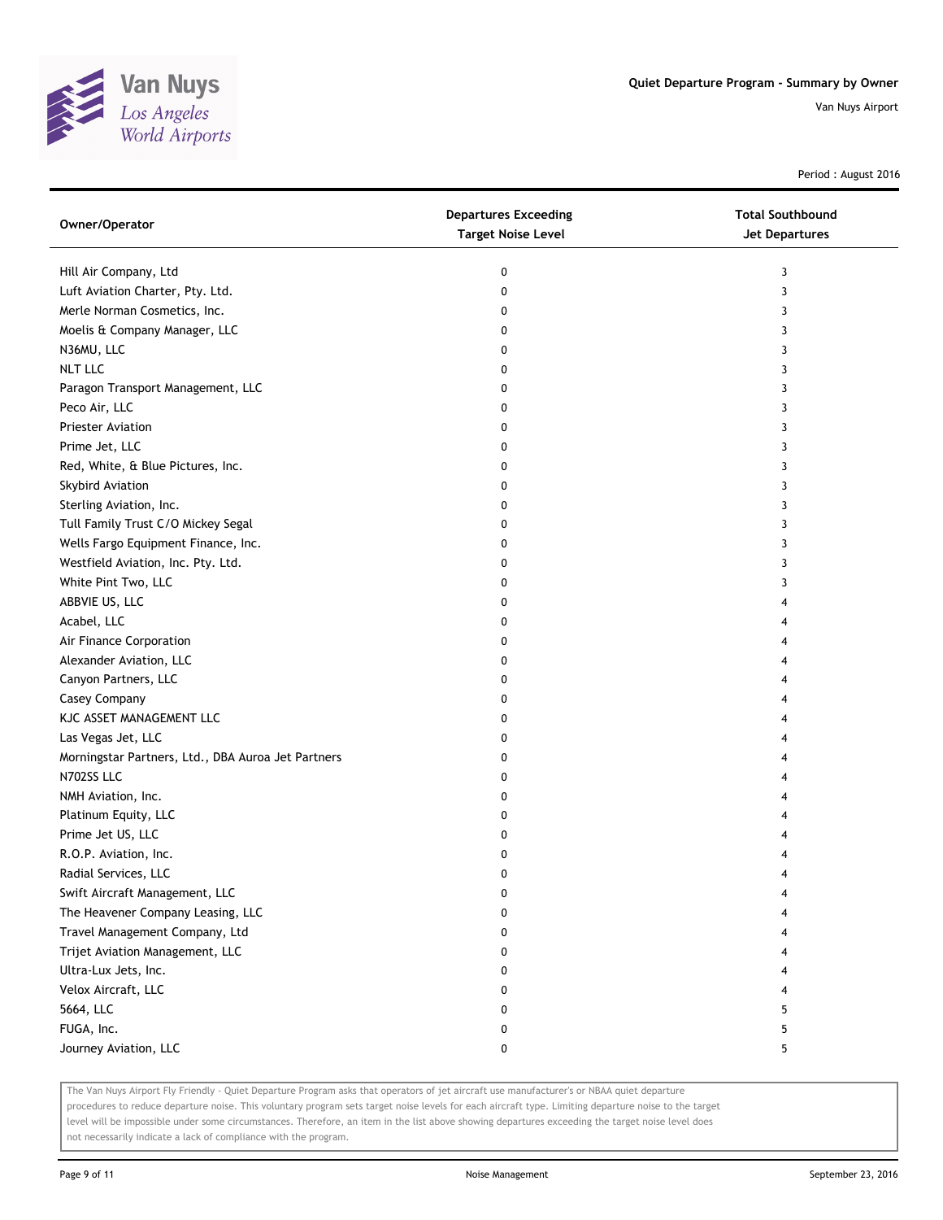Period : August 2016

| Owner/Operator | Departures Exceeding Target Noise Level | Total Southbound Jet Departures |
|---|---|---|
| Hill Air Company, Ltd | 0 | 3 |
| Luft Aviation Charter, Pty. Ltd. | 0 | 3 |
| Merle Norman Cosmetics, Inc. | 0 | 3 |
| Moelis & Company Manager, LLC | 0 | 3 |
| N36MU, LLC | 0 | 3 |
| NLT LLC | 0 | 3 |
| Paragon Transport Management, LLC | 0 | 3 |
| Peco Air, LLC | 0 | 3 |
| Priester Aviation | 0 | 3 |
| Prime Jet, LLC | 0 | 3 |
| Red, White, & Blue Pictures, Inc. | 0 | 3 |
| Skybird Aviation | 0 | 3 |
| Sterling Aviation, Inc. | 0 | 3 |
| Tull Family Trust C/O Mickey Segal | 0 | 3 |
| Wells Fargo Equipment Finance, Inc. | 0 | 3 |
| Westfield Aviation, Inc. Pty. Ltd. | 0 | 3 |
| White Pint Two, LLC | 0 | 3 |
| ABBVIE US, LLC | 0 | 4 |
| Acabel, LLC | 0 | 4 |
| Air Finance Corporation | 0 | 4 |
| Alexander Aviation, LLC | 0 | 4 |
| Canyon Partners, LLC | 0 | 4 |
| Casey Company | 0 | 4 |
| KJC ASSET MANAGEMENT LLC | 0 | 4 |
| Las Vegas Jet, LLC | 0 | 4 |
| Morningstar Partners, Ltd., DBA Auroa Jet Partners | 0 | 4 |
| N702SS LLC | 0 | 4 |
| NMH Aviation, Inc. | 0 | 4 |
| Platinum Equity, LLC | 0 | 4 |
| Prime Jet US, LLC | 0 | 4 |
| R.O.P. Aviation, Inc. | 0 | 4 |
| Radial Services, LLC | 0 | 4 |
| Swift Aircraft Management, LLC | 0 | 4 |
| The Heavener Company Leasing, LLC | 0 | 4 |
| Travel Management Company, Ltd | 0 | 4 |
| Trijet Aviation Management, LLC | 0 | 4 |
| Ultra-Lux Jets, Inc. | 0 | 4 |
| Velox Aircraft, LLC | 0 | 4 |
| 5664, LLC | 0 | 5 |
| FUGA, Inc. | 0 | 5 |
| Journey Aviation, LLC | 0 | 5 |

The Van Nuys Airport Fly Friendly - Quiet Departure Program asks that operators of jet aircraft use manufacturer's or NBAA quiet departure procedures to reduce departure noise. This voluntary program sets target noise levels for each aircraft type. Limiting departure noise to the target level will be impossible under some circumstances. Therefore, an item in the list above showing departures exceeding the target noise level does not necessarily indicate a lack of compliance with the program.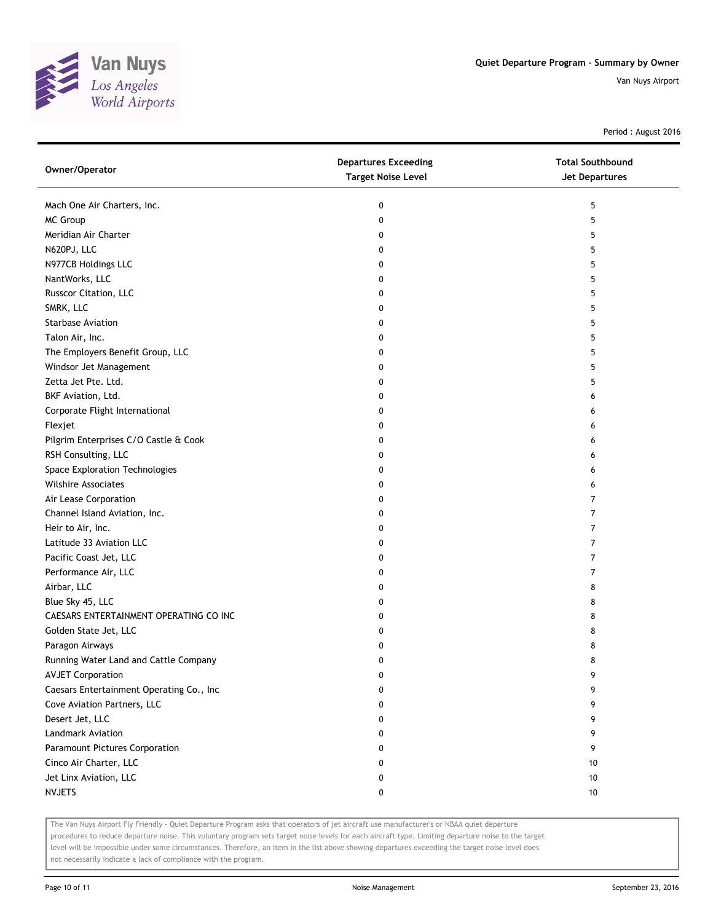# Quiet Departure Program - Summary by Owner

Van Nuys Airport

Period : August 2016

| Owner/Operator | Departures Exceeding Target Noise Level | Total Southbound Jet Departures |
|---|---|---|
| Mach One Air Charters, Inc. | 0 | 5 |
| MC Group | 0 | 5 |
| Meridian Air Charter | 0 | 5 |
| N620PJ, LLC | 0 | 5 |
| N977CB Holdings LLC | 0 | 5 |
| NantWorks, LLC | 0 | 5 |
| Russcor Citation, LLC | 0 | 5 |
| SMRK, LLC | 0 | 5 |
| Starbase Aviation | 0 | 5 |
| Talon Air, Inc. | 0 | 5 |
| The Employers Benefit Group, LLC | 0 | 5 |
| Windsor Jet Management | 0 | 5 |
| Zetta Jet Pte. Ltd. | 0 | 5 |
| BKF Aviation, Ltd. | 0 | 6 |
| Corporate Flight International | 0 | 6 |
| Flexjet | 0 | 6 |
| Pilgrim Enterprises C/O Castle & Cook | 0 | 6 |
| RSH Consulting, LLC | 0 | 6 |
| Space Exploration Technologies | 0 | 6 |
| Wilshire Associates | 0 | 6 |
| Air Lease Corporation | 0 | 7 |
| Channel Island Aviation, Inc. | 0 | 7 |
| Heir to Air, Inc. | 0 | 7 |
| Latitude 33 Aviation LLC | 0 | 7 |
| Pacific Coast Jet, LLC | 0 | 7 |
| Performance Air, LLC | 0 | 7 |
| Airbar, LLC | 0 | 8 |
| Blue Sky 45, LLC | 0 | 8 |
| CAESARS ENTERTAINMENT OPERATING CO INC | 0 | 8 |
| Golden State Jet, LLC | 0 | 8 |
| Paragon Airways | 0 | 8 |
| Running Water Land and Cattle Company | 0 | 8 |
| AVJET Corporation | 0 | 9 |
| Caesars Entertainment Operating Co., Inc | 0 | 9 |
| Cove Aviation Partners, LLC | 0 | 9 |
| Desert Jet, LLC | 0 | 9 |
| Landmark Aviation | 0 | 9 |
| Paramount Pictures Corporation | 0 | 9 |
| Cinco Air Charter, LLC | 0 | 10 |
| Jet Linx Aviation, LLC | 0 | 10 |
| NVJETS | 0 | 10 |

The Van Nuys Airport Fly Friendly - Quiet Departure Program asks that operators of jet aircraft use manufacturer's or NBAA quiet departure procedures to reduce departure noise. This voluntary program sets target noise levels for each aircraft type. Limiting departure noise to the target level will be impossible under some circumstances. Therefore, an item in the list above showing departures exceeding the target noise level does not necessarily indicate a lack of compliance with the program.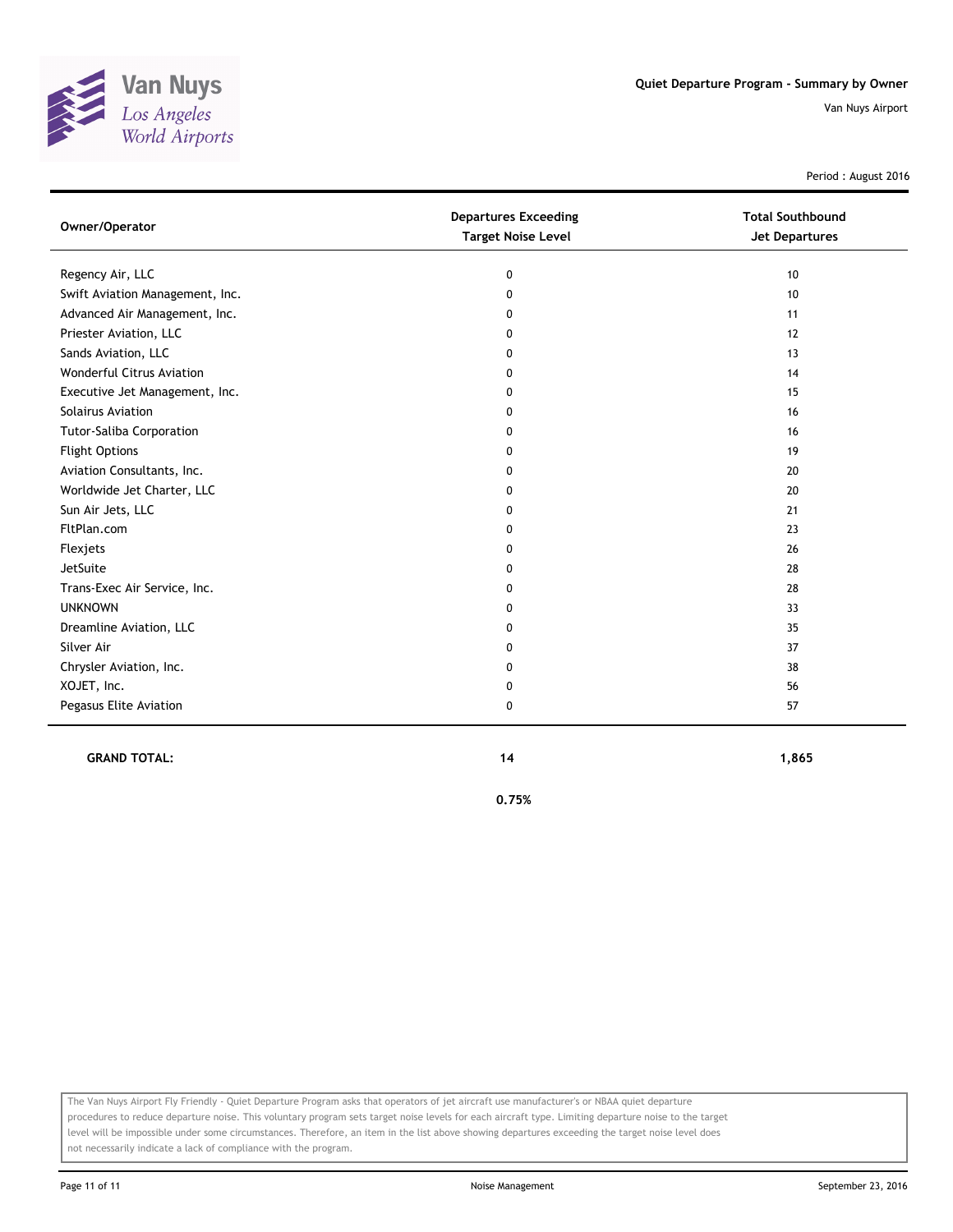Van Nuys
*Los Angeles World Airports*

**Quiet Departure Program - Summary by Owner**

Van Nuys Airport

Period : August 2016

| Owner/Operator | Departures Exceeding Target Noise Level | Total Southbound Jet Departures |
|---|---|---|
| Regency Air, LLC | 0 | 10 |
| Swift Aviation Management, Inc. | 0 | 10 |
| Advanced Air Management, Inc. | 0 | 11 |
| Priester Aviation, LLC | 0 | 12 |
| Sands Aviation, LLC | 0 | 13 |
| Wonderful Citrus Aviation | 0 | 14 |
| Executive Jet Management, Inc. | 0 | 15 |
| Solairus Aviation | 0 | 16 |
| Tutor-Saliba Corporation | 0 | 16 |
| Flight Options | 0 | 19 |
| Aviation Consultants, Inc. | 0 | 20 |
| Worldwide Jet Charter, LLC | 0 | 20 |
| Sun Air Jets, LLC | 0 | 21 |
| FltPlan.com | 0 | 23 |
| Flexjets | 0 | 26 |
| JetSuite | 0 | 28 |
| Trans-Exec Air Service, Inc. | 0 | 28 |
| UNKNOWN | 0 | 33 |
| Dreamline Aviation, LLC | 0 | 35 |
| Silver Air | 0 | 37 |
| Chrysler Aviation, Inc. | 0 | 38 |
| XOJET, Inc. | 0 | 56 |
| Pegasus Elite Aviation | 0 | 57 |
| **GRAND TOTAL:** | **14** | **1,865** |
| | **0.75%** | |

The Van Nuys Airport Fly Friendly - Quiet Departure Program asks that operators of jet aircraft use manufacturer's or NBAA quiet departure procedures to reduce departure noise. This voluntary program sets target noise levels for each aircraft type. Limiting departure noise to the target level will be impossible under some circumstances. Therefore, an item in the list above showing departures exceeding the target noise level does not necessarily indicate a lack of compliance with the program.

Noise Management

September 23, 2016